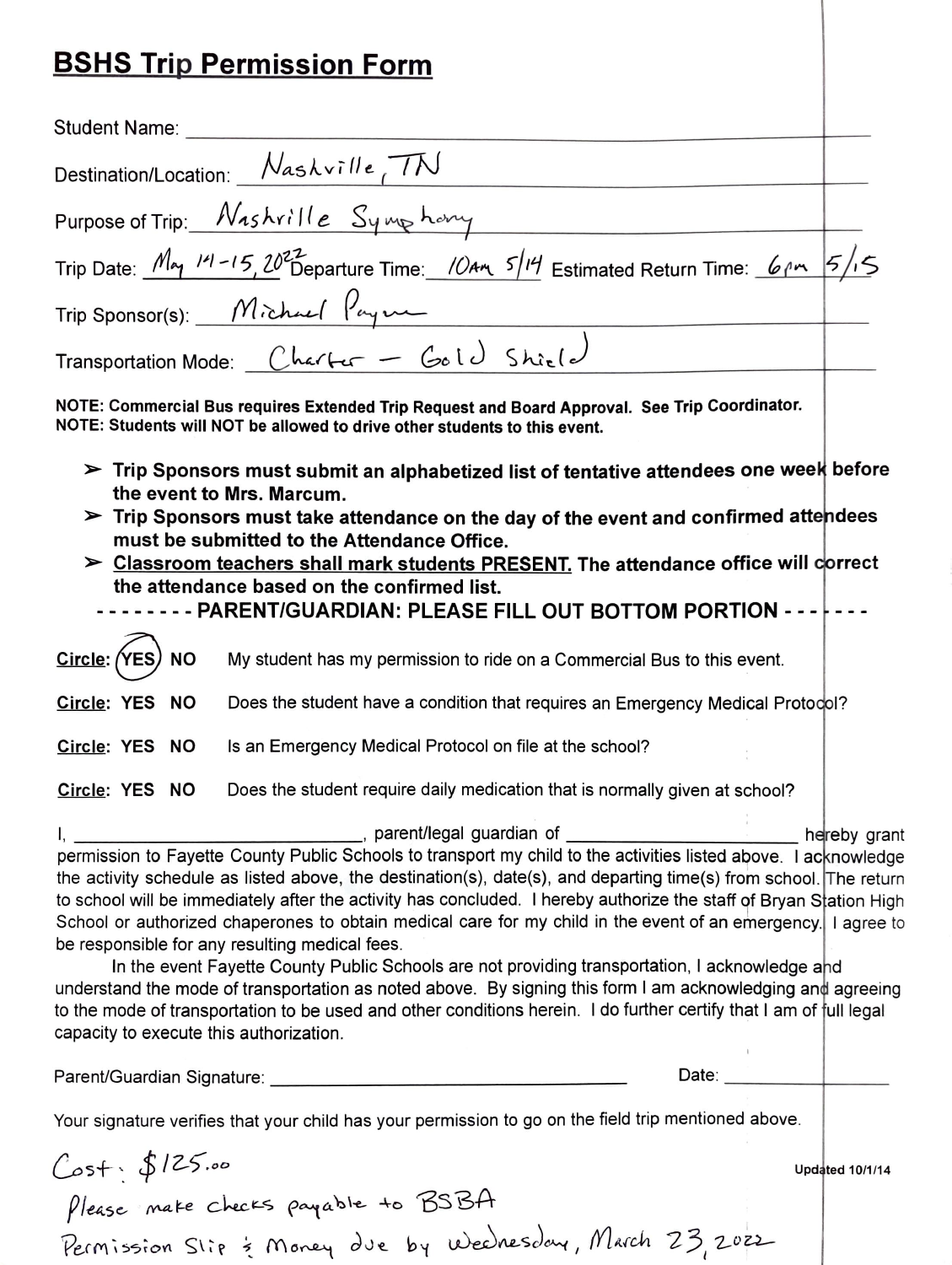## BSHS Trip Permission Form

Student Name: ______________________________

Destination/Location: Nashville, TN

Purpose of Trip: Nashville Symphony

Trip Date: May 14-15, 2022 Departure Time: 10AM 5/14 Estimated Return Time: 6pm 5/15

Trip Sponsor(s): Michael Payne

Transportation Mode: Charter – Gold Shield

**NOTE: Commercial Bus requires Extended Trip Request and Board Approval. See Trip Coordinator.**
**NOTE: Students will NOT be allowed to drive other students to this event.**

- **Trip Sponsors must submit an alphabetized list of tentative attendees one week before the event to Mrs. Marcum.**
- **Trip Sponsors must take attendance on the day of the event and confirmed attendees must be submitted to the Attendance Office.**
- **<u>Classroom teachers shall mark students PRESENT.</u> The attendance office will correct the attendance based on the confirmed list.**

**-------- PARENT/GUARDIAN: PLEASE FILL OUT BOTTOM PORTION --------**

**<u>Circle</u>: (YES) NO** My student has my permission to ride on a Commercial Bus to this event.

**<u>Circle</u>: YES NO** Does the student have a condition that requires an Emergency Medical Protocol?

**<u>Circle</u>: YES NO** Is an Emergency Medical Protocol on file at the school?

**<u>Circle</u>: YES NO** Does the student require daily medication that is normally given at school?

I, ____________________________, parent/legal guardian of ________________________ hereby grant permission to Fayette County Public Schools to transport my child to the activities listed above. I acknowledge the activity schedule as listed above, the destination(s), date(s), and departing time(s) from school. The return to school will be immediately after the activity has concluded. I hereby authorize the staff of Bryan Station High School or authorized chaperones to obtain medical care for my child in the event of an emergency. I agree to be responsible for any resulting medical fees.

In the event Fayette County Public Schools are not providing transportation, I acknowledge and understand the mode of transportation as noted above. By signing this form I am acknowledging and agreeing to the mode of transportation to be used and other conditions herein. I do further certify that I am of full legal capacity to execute this authorization.

Parent/Guardian Signature: ______________________________ Date: ______________

Your signature verifies that your child has your permission to go on the field trip mentioned above.

Cost: $125.00

Updated 10/1/14

Please make checks payable to BSBA

Permission Slip & Money due by Wednesday, March 23, 2022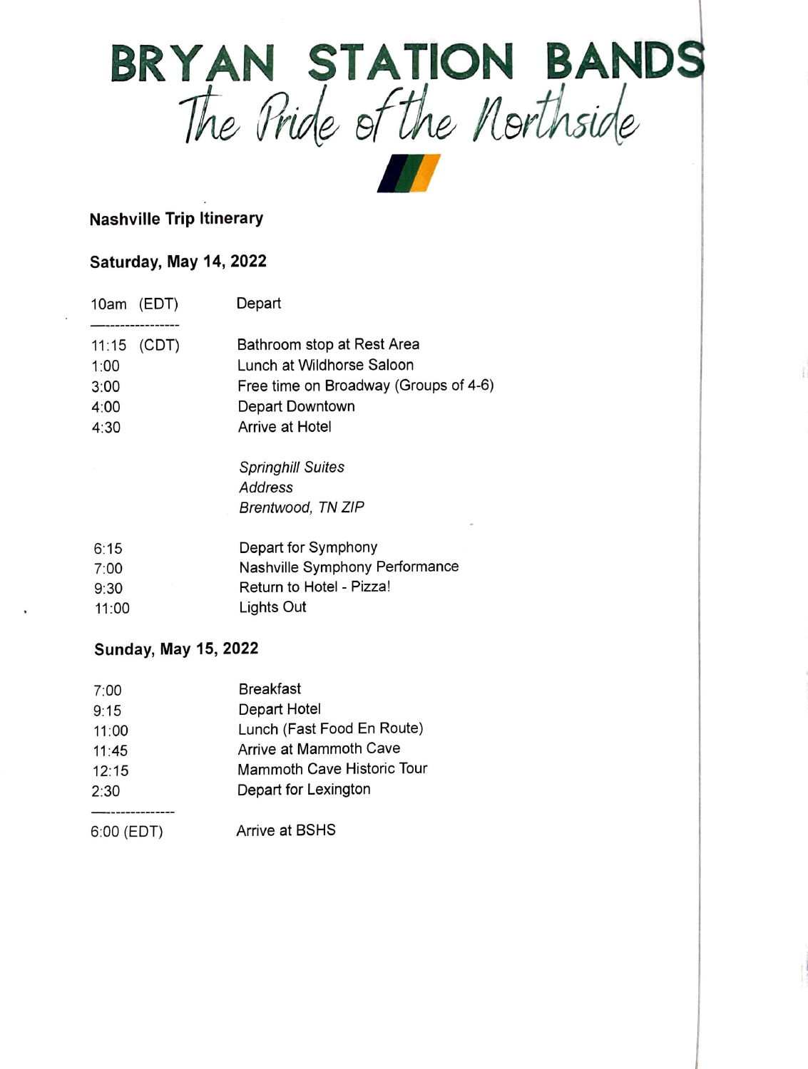# BRYAN STATION BANDS

*The Pride of the Northside*

## Nashville Trip Itinerary

### Saturday, May 14, 2022

| | |
|---|---|
| 10am (EDT) | Depart |
| ---------------- | |
| 11:15 (CDT) | Bathroom stop at Rest Area |
| 1:00 | Lunch at Wildhorse Saloon |
| 3:00 | Free time on Broadway (Groups of 4-6) |
| 4:00 | Depart Downtown |
| 4:30 | Arrive at Hotel |
| | *Springhill Suites*<br>*Address*<br>*Brentwood, TN ZIP* |
| 6:15 | Depart for Symphony |
| 7:00 | Nashville Symphony Performance |
| 9:30 | Return to Hotel - Pizza! |
| 11:00 | Lights Out |

### Sunday, May 15, 2022

| | |
|---|---|
| 7:00 | Breakfast |
| 9:15 | Depart Hotel |
| 11:00 | Lunch (Fast Food En Route) |
| 11:45 | Arrive at Mammoth Cave |
| 12:15 | Mammoth Cave Historic Tour |
| 2:30 | Depart for Lexington |
| --------------- | |
| 6:00 (EDT) | Arrive at BSHS |